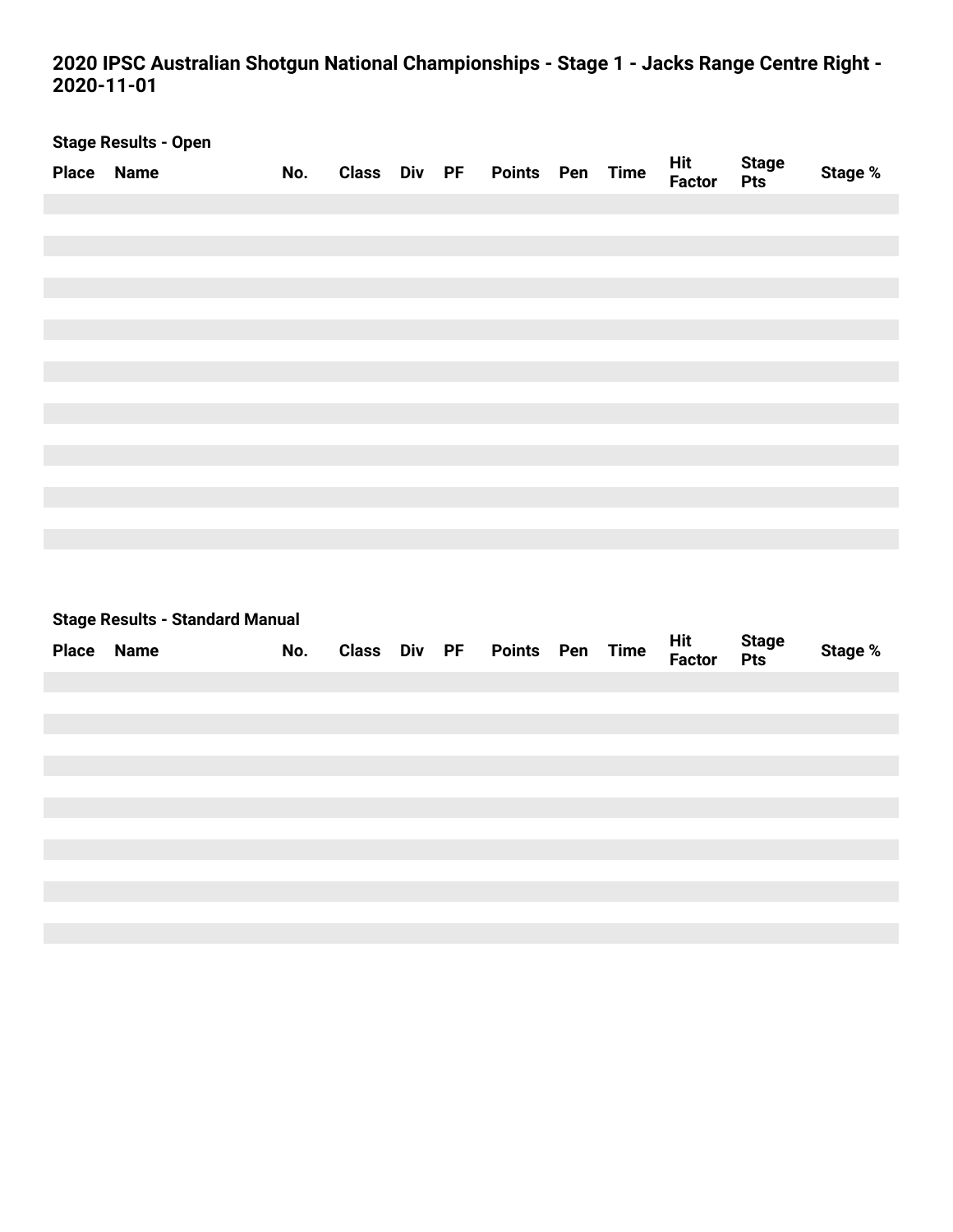# 2020 IPSC Australian Shotgun National Championships - Stage 1 - Jacks Range Centre Right - 2020-11-01

### Stage Results - Open

| Place | Name | No. | Class | Div | PF | Points | Pen | Time | Hit Factor | Stage Pts | Stage % |
|---|---|---|---|---|---|---|---|---|---|---|---|

### Stage Results - Standard Manual

| Place | Name | No. | Class | Div | PF | Points | Pen | Time | Hit Factor | Stage Pts | Stage % |
|---|---|---|---|---|---|---|---|---|---|---|---|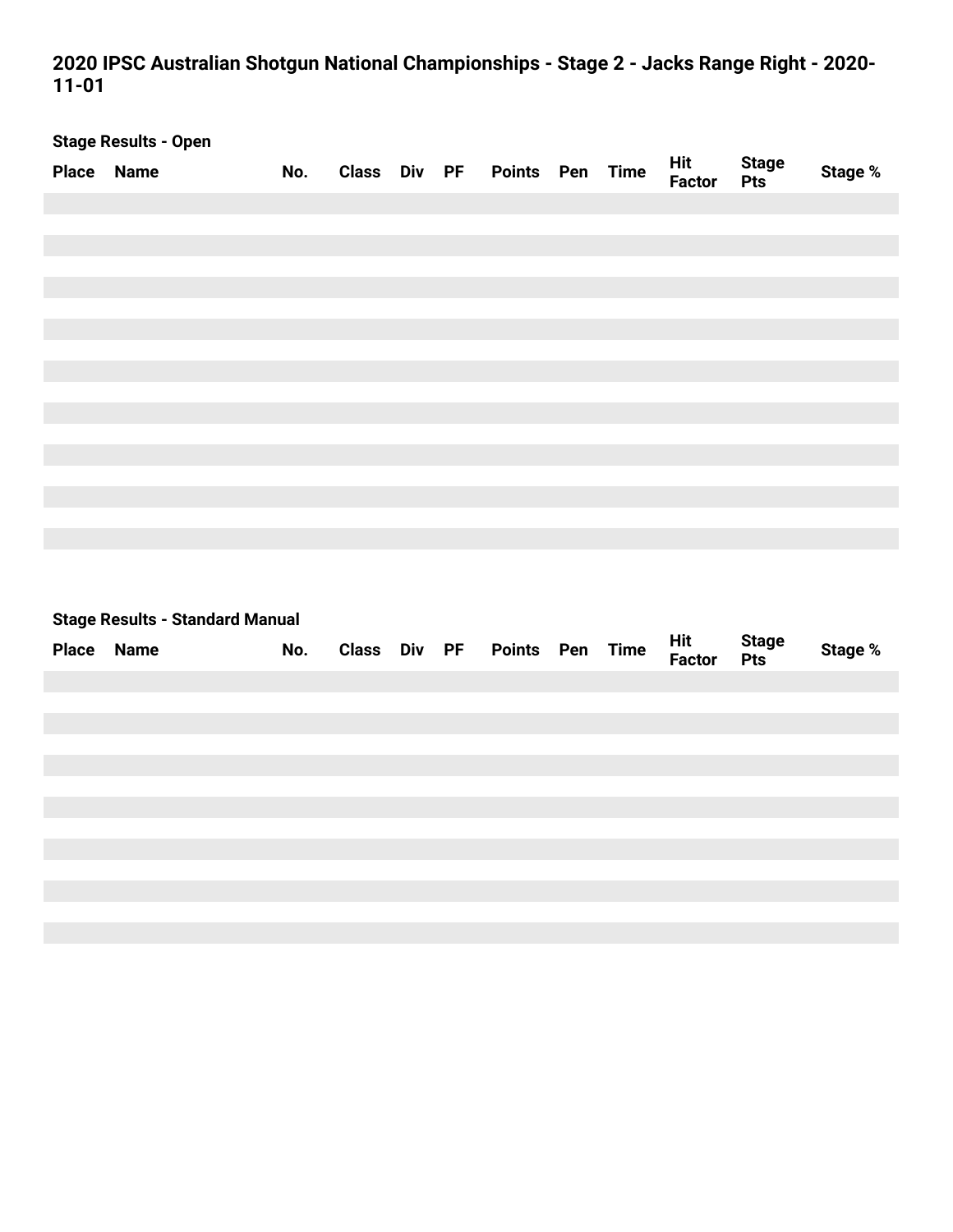## 2020 IPSC Australian Shotgun National Championships - Stage 2 - Jacks Range Right - 2020-11-01

### Stage Results - Open

| Place | Name | No. | Class | Div | PF | Points | Pen | Time | Hit Factor | Stage Pts | Stage % |
|---|---|---|---|---|---|---|---|---|---|---|---|

### Stage Results - Standard Manual

| Place | Name | No. | Class | Div | PF | Points | Pen | Time | Hit Factor | Stage Pts | Stage % |
|---|---|---|---|---|---|---|---|---|---|---|---|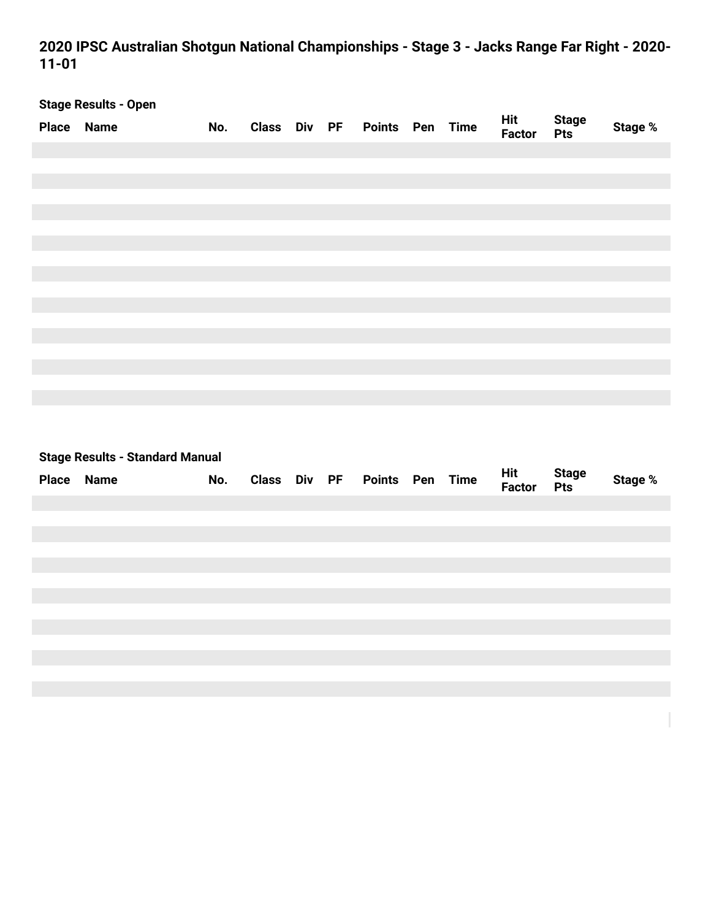## 2020 IPSC Australian Shotgun National Championships - Stage 3 - Jacks Range Far Right - 2020-11-01

### Stage Results - Open

| Place | Name | No. | Class | Div | PF | Points | Pen | Time | Hit Factor | Stage Pts | Stage % |
|---|---|---|---|---|---|---|---|---|---|---|---|

### Stage Results - Standard Manual

| Place | Name | No. | Class | Div | PF | Points | Pen | Time | Hit Factor | Stage Pts | Stage % |
|---|---|---|---|---|---|---|---|---|---|---|---|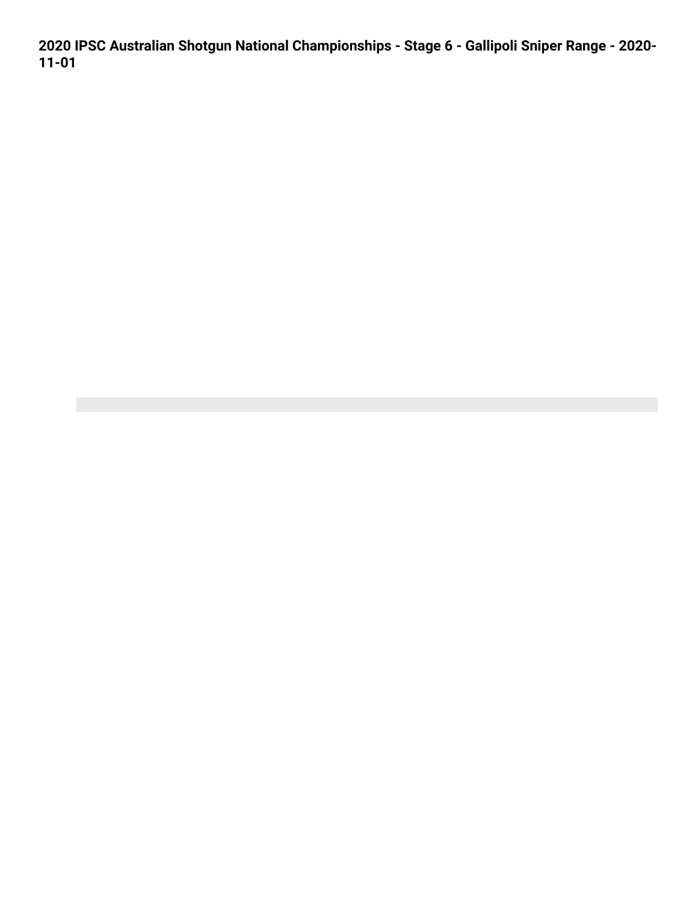**2020 IPSC Australian Shotgun National Championships - Stage 6 - Gallipoli Sniper Range - 2020-11-01**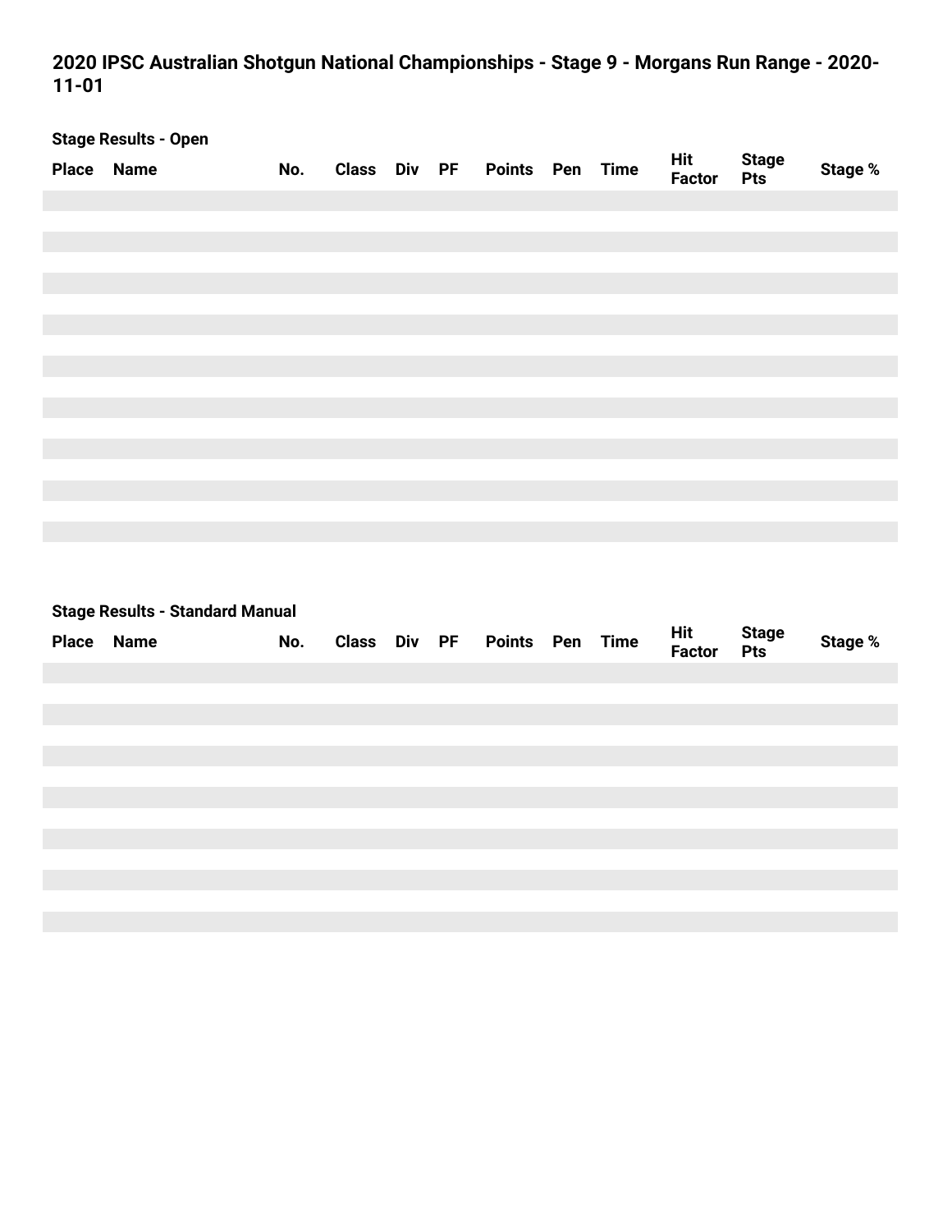## 2020 IPSC Australian Shotgun National Championships - Stage 9 - Morgans Run Range - 2020-11-01

### Stage Results - Open

| Place | Name | No. | Class | Div | PF | Points | Pen | Time | Hit Factor | Stage Pts | Stage % |
|---|---|---|---|---|---|---|---|---|---|---|---|

### Stage Results - Standard Manual

| Place | Name | No. | Class | Div | PF | Points | Pen | Time | Hit Factor | Stage Pts | Stage % |
|---|---|---|---|---|---|---|---|---|---|---|---|